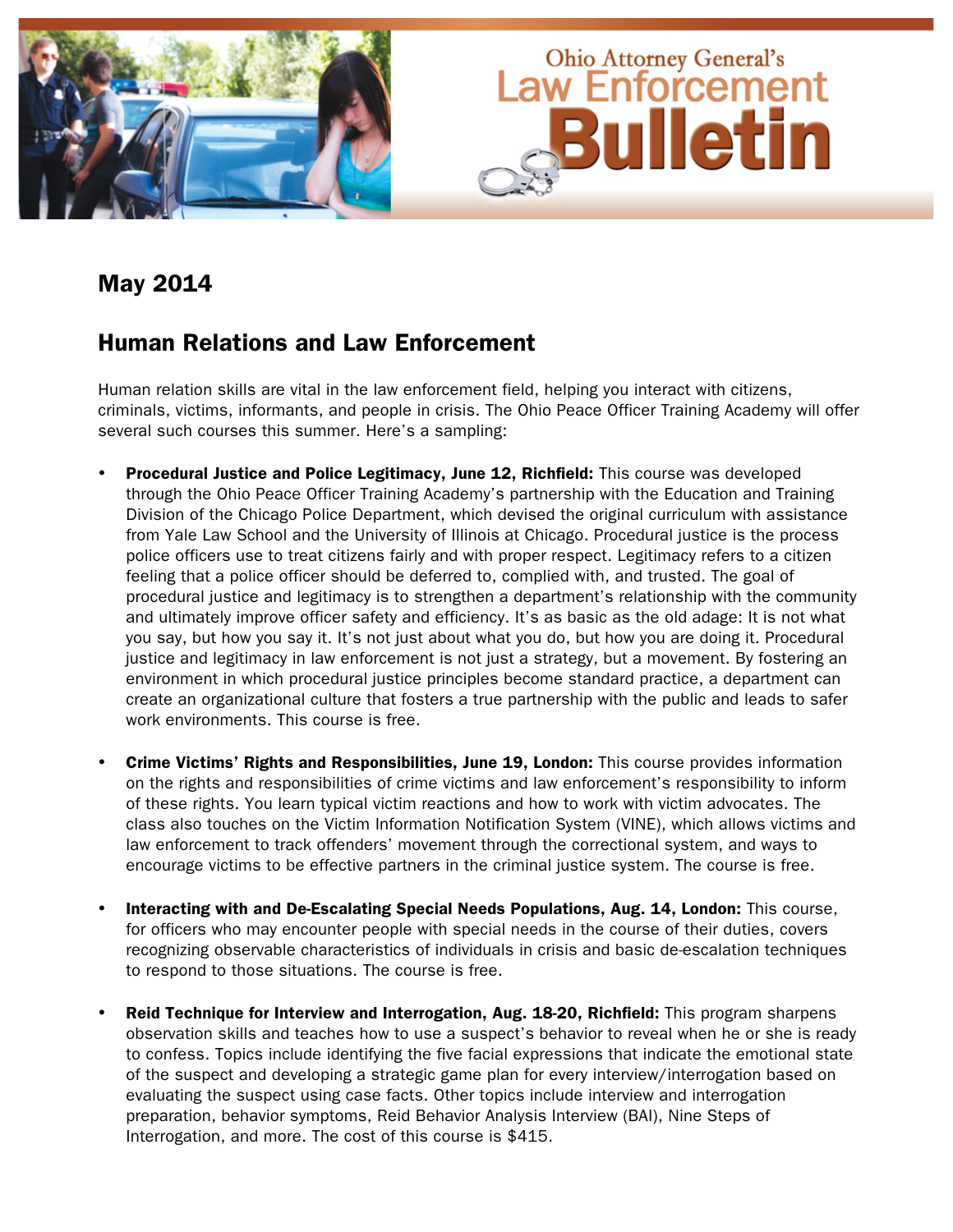# Ohio Attorney General's Law Enforcement Bulletin

## May 2014

## Human Relations and Law Enforcement

Human relation skills are vital in the law enforcement field, helping you interact with citizens, criminals, victims, informants, and people in crisis. The Ohio Peace Officer Training Academy will offer several such courses this summer. Here's a sampling:

- **Procedural Justice and Police Legitimacy, June 12, Richfield:** This course was developed through the Ohio Peace Officer Training Academy's partnership with the Education and Training Division of the Chicago Police Department, which devised the original curriculum with assistance from Yale Law School and the University of Illinois at Chicago. Procedural justice is the process police officers use to treat citizens fairly and with proper respect. Legitimacy refers to a citizen feeling that a police officer should be deferred to, complied with, and trusted. The goal of procedural justice and legitimacy is to strengthen a department's relationship with the community and ultimately improve officer safety and efficiency. It's as basic as the old adage: It is not what you say, but how you say it. It's not just about what you do, but how you are doing it. Procedural justice and legitimacy in law enforcement is not just a strategy, but a movement. By fostering an environment in which procedural justice principles become standard practice, a department can create an organizational culture that fosters a true partnership with the public and leads to safer work environments. This course is free.

- **Crime Victims' Rights and Responsibilities, June 19, London:** This course provides information on the rights and responsibilities of crime victims and law enforcement's responsibility to inform of these rights. You learn typical victim reactions and how to work with victim advocates. The class also touches on the Victim Information Notification System (VINE), which allows victims and law enforcement to track offenders' movement through the correctional system, and ways to encourage victims to be effective partners in the criminal justice system. The course is free.

- **Interacting with and De-Escalating Special Needs Populations, Aug. 14, London:** This course, for officers who may encounter people with special needs in the course of their duties, covers recognizing observable characteristics of individuals in crisis and basic de-escalation techniques to respond to those situations. The course is free.

- **Reid Technique for Interview and Interrogation, Aug. 18-20, Richfield:** This program sharpens observation skills and teaches how to use a suspect's behavior to reveal when he or she is ready to confess. Topics include identifying the five facial expressions that indicate the emotional state of the suspect and developing a strategic game plan for every interview/interrogation based on evaluating the suspect using case facts. Other topics include interview and interrogation preparation, behavior symptoms, Reid Behavior Analysis Interview (BAI), Nine Steps of Interrogation, and more. The cost of this course is $415.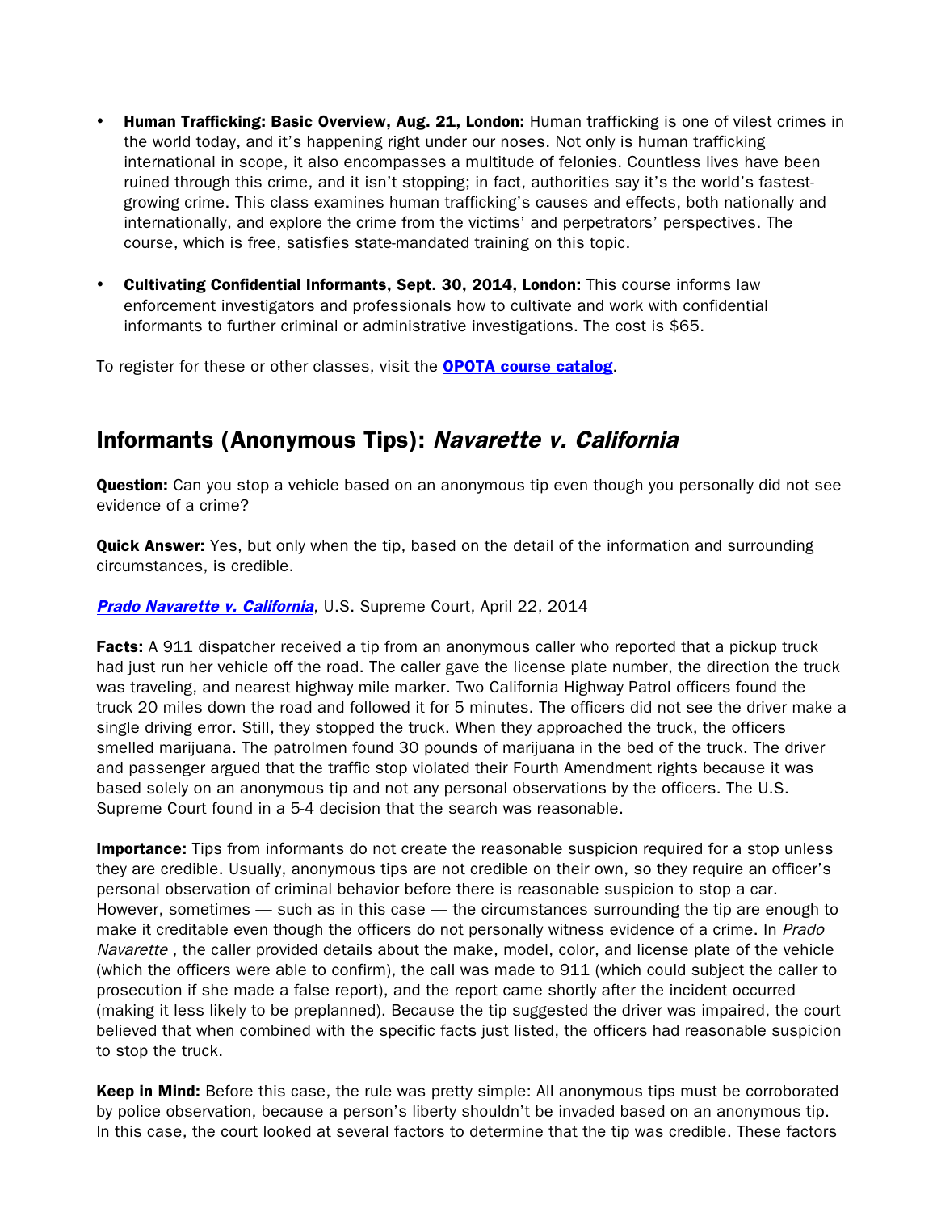- **Human Trafficking: Basic Overview, Aug. 21, London:** Human trafficking is one of vilest crimes in the world today, and it's happening right under our noses. Not only is human trafficking international in scope, it also encompasses a multitude of felonies. Countless lives have been ruined through this crime, and it isn't stopping; in fact, authorities say it's the world's fastest-growing crime. This class examines human trafficking's causes and effects, both nationally and internationally, and explore the crime from the victims' and perpetrators' perspectives. The course, which is free, satisfies state-mandated training on this topic.

- **Cultivating Confidential Informants, Sept. 30, 2014, London:** This course informs law enforcement investigators and professionals how to cultivate and work with confidential informants to further criminal or administrative investigations. The cost is $65.

To register for these or other classes, visit the **OPOTA course catalog**.

## Informants (Anonymous Tips): *Navarette v. California*

**Question:** Can you stop a vehicle based on an anonymous tip even though you personally did not see evidence of a crime?

**Quick Answer:** Yes, but only when the tip, based on the detail of the information and surrounding circumstances, is credible.

***Prado Navarette v. California***, U.S. Supreme Court, April 22, 2014

**Facts:** A 911 dispatcher received a tip from an anonymous caller who reported that a pickup truck had just run her vehicle off the road. The caller gave the license plate number, the direction the truck was traveling, and nearest highway mile marker. Two California Highway Patrol officers found the truck 20 miles down the road and followed it for 5 minutes. The officers did not see the driver make a single driving error. Still, they stopped the truck. When they approached the truck, the officers smelled marijuana. The patrolmen found 30 pounds of marijuana in the bed of the truck. The driver and passenger argued that the traffic stop violated their Fourth Amendment rights because it was based solely on an anonymous tip and not any personal observations by the officers. The U.S. Supreme Court found in a 5-4 decision that the search was reasonable.

**Importance:** Tips from informants do not create the reasonable suspicion required for a stop unless they are credible. Usually, anonymous tips are not credible on their own, so they require an officer's personal observation of criminal behavior before there is reasonable suspicion to stop a car. However, sometimes — such as in this case — the circumstances surrounding the tip are enough to make it creditable even though the officers do not personally witness evidence of a crime. In *Prado Navarette* , the caller provided details about the make, model, color, and license plate of the vehicle (which the officers were able to confirm), the call was made to 911 (which could subject the caller to prosecution if she made a false report), and the report came shortly after the incident occurred (making it less likely to be preplanned). Because the tip suggested the driver was impaired, the court believed that when combined with the specific facts just listed, the officers had reasonable suspicion to stop the truck.

**Keep in Mind:** Before this case, the rule was pretty simple: All anonymous tips must be corroborated by police observation, because a person's liberty shouldn't be invaded based on an anonymous tip. In this case, the court looked at several factors to determine that the tip was credible. These factors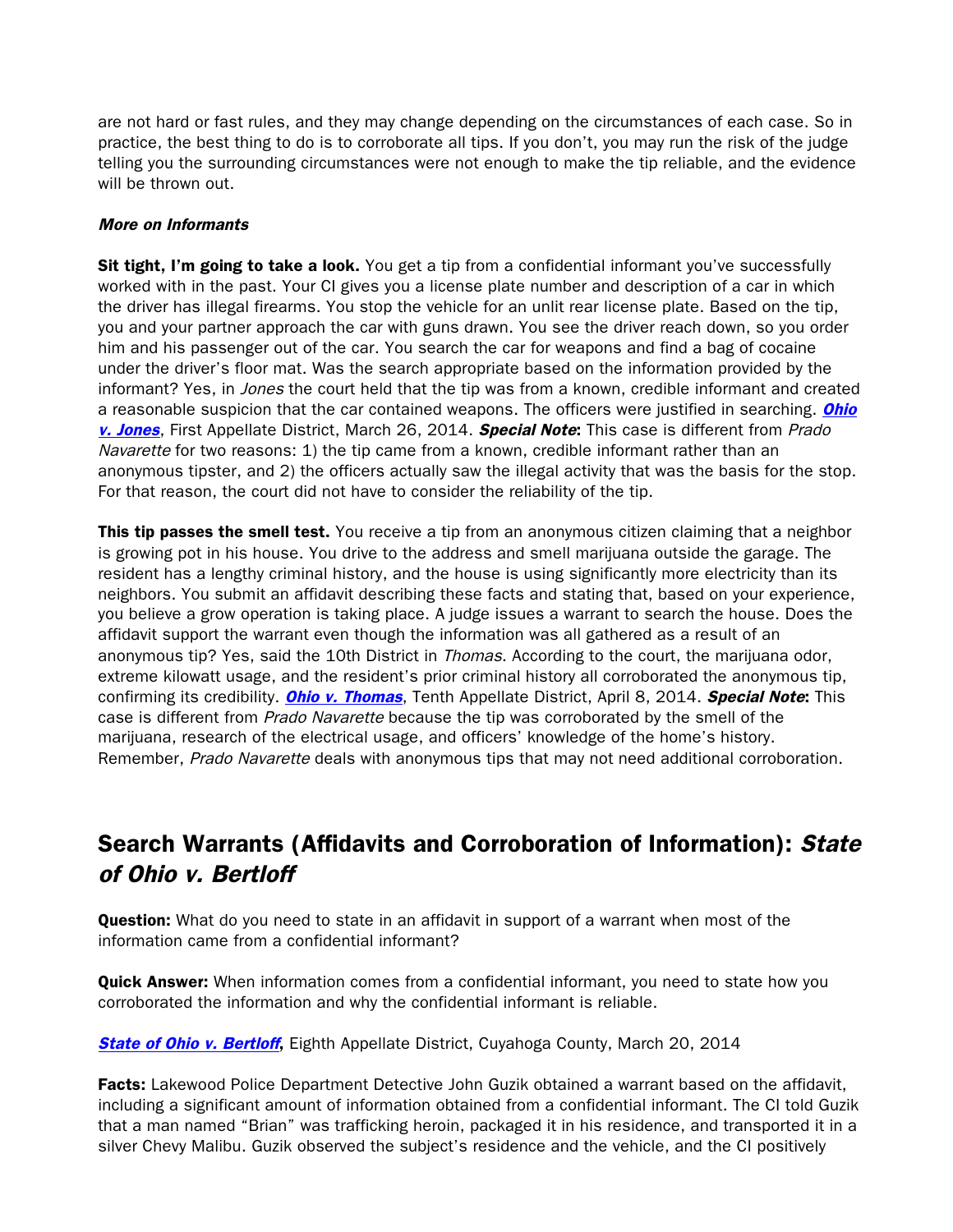are not hard or fast rules, and they may change depending on the circumstances of each case. So in practice, the best thing to do is to corroborate all tips. If you don't, you may run the risk of the judge telling you the surrounding circumstances were not enough to make the tip reliable, and the evidence will be thrown out.

***More on Informants***

**Sit tight, I'm going to take a look.** You get a tip from a confidential informant you've successfully worked with in the past. Your CI gives you a license plate number and description of a car in which the driver has illegal firearms. You stop the vehicle for an unlit rear license plate. Based on the tip, you and your partner approach the car with guns drawn. You see the driver reach down, so you order him and his passenger out of the car. You search the car for weapons and find a bag of cocaine under the driver's floor mat. Was the search appropriate based on the information provided by the informant? Yes, in *Jones* the court held that the tip was from a known, credible informant and created a reasonable suspicion that the car contained weapons. The officers were justified in searching. ***Ohio v. Jones***, First Appellate District, March 26, 2014. ***Special Note***: This case is different from *Prado Navarette* for two reasons: 1) the tip came from a known, credible informant rather than an anonymous tipster, and 2) the officers actually saw the illegal activity that was the basis for the stop. For that reason, the court did not have to consider the reliability of the tip.

**This tip passes the smell test.** You receive a tip from an anonymous citizen claiming that a neighbor is growing pot in his house. You drive to the address and smell marijuana outside the garage. The resident has a lengthy criminal history, and the house is using significantly more electricity than its neighbors. You submit an affidavit describing these facts and stating that, based on your experience, you believe a grow operation is taking place. A judge issues a warrant to search the house. Does the affidavit support the warrant even though the information was all gathered as a result of an anonymous tip? Yes, said the 10th District in *Thomas*. According to the court, the marijuana odor, extreme kilowatt usage, and the resident's prior criminal history all corroborated the anonymous tip, confirming its credibility. ***Ohio v. Thomas***, Tenth Appellate District, April 8, 2014. ***Special Note***: This case is different from *Prado Navarette* because the tip was corroborated by the smell of the marijuana, research of the electrical usage, and officers' knowledge of the home's history. Remember, *Prado Navarette* deals with anonymous tips that may not need additional corroboration.

## Search Warrants (Affidavits and Corroboration of Information): *State of Ohio v. Bertloff*

**Question:** What do you need to state in an affidavit in support of a warrant when most of the information came from a confidential informant?

**Quick Answer:** When information comes from a confidential informant, you need to state how you corroborated the information and why the confidential informant is reliable.

***State of Ohio v. Bertloff***, Eighth Appellate District, Cuyahoga County, March 20, 2014

**Facts:** Lakewood Police Department Detective John Guzik obtained a warrant based on the affidavit, including a significant amount of information obtained from a confidential informant. The CI told Guzik that a man named "Brian" was trafficking heroin, packaged it in his residence, and transported it in a silver Chevy Malibu. Guzik observed the subject's residence and the vehicle, and the CI positively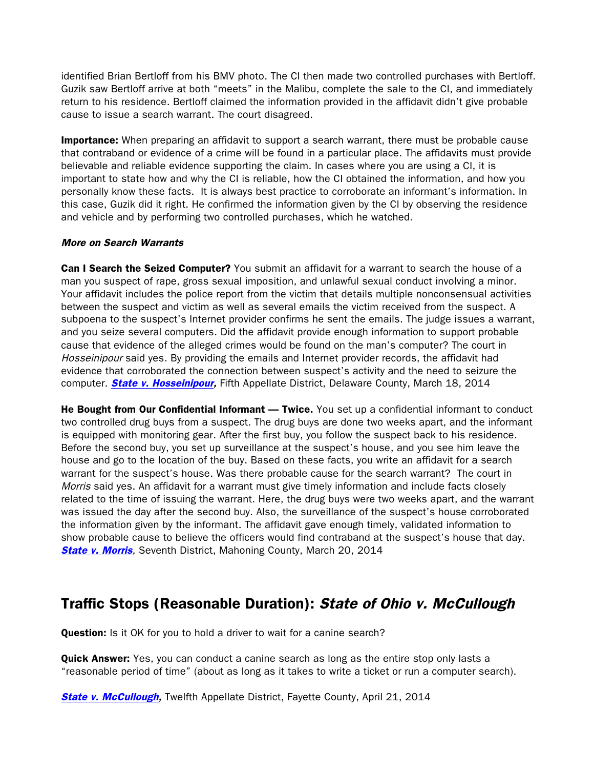identified Brian Bertloff from his BMV photo. The CI then made two controlled purchases with Bertloff. Guzik saw Bertloff arrive at both "meets" in the Malibu, complete the sale to the CI, and immediately return to his residence. Bertloff claimed the information provided in the affidavit didn't give probable cause to issue a search warrant. The court disagreed.

**Importance:** When preparing an affidavit to support a search warrant, there must be probable cause that contraband or evidence of a crime will be found in a particular place. The affidavits must provide believable and reliable evidence supporting the claim. In cases where you are using a CI, it is important to state how and why the CI is reliable, how the CI obtained the information, and how you personally know these facts. It is always best practice to corroborate an informant's information. In this case, Guzik did it right. He confirmed the information given by the CI by observing the residence and vehicle and by performing two controlled purchases, which he watched.

***More on Search Warrants***

**Can I Search the Seized Computer?** You submit an affidavit for a warrant to search the house of a man you suspect of rape, gross sexual imposition, and unlawful sexual conduct involving a minor. Your affidavit includes the police report from the victim that details multiple nonconsensual activities between the suspect and victim as well as several emails the victim received from the suspect. A subpoena to the suspect's Internet provider confirms he sent the emails. The judge issues a warrant, and you seize several computers. Did the affidavit provide enough information to support probable cause that evidence of the alleged crimes would be found on the man's computer? The court in *Hosseinipour* said yes. By providing the emails and Internet provider records, the affidavit had evidence that corroborated the connection between suspect's activity and the need to seizure the computer. ***State v. Hosseinipour,*** Fifth Appellate District, Delaware County, March 18, 2014

**He Bought from Our Confidential Informant — Twice.** You set up a confidential informant to conduct two controlled drug buys from a suspect. The drug buys are done two weeks apart, and the informant is equipped with monitoring gear. After the first buy, you follow the suspect back to his residence. Before the second buy, you set up surveillance at the suspect's house, and you see him leave the house and go to the location of the buy. Based on these facts, you write an affidavit for a search warrant for the suspect's house. Was there probable cause for the search warrant? The court in *Morris* said yes. An affidavit for a warrant must give timely information and include facts closely related to the time of issuing the warrant. Here, the drug buys were two weeks apart, and the warrant was issued the day after the second buy. Also, the surveillance of the suspect's house corroborated the information given by the informant. The affidavit gave enough timely, validated information to show probable cause to believe the officers would find contraband at the suspect's house that day. ***State v. Morris***, Seventh District, Mahoning County, March 20, 2014

## Traffic Stops (Reasonable Duration): *State of Ohio v. McCullough*

**Question:** Is it OK for you to hold a driver to wait for a canine search?

**Quick Answer:** Yes, you can conduct a canine search as long as the entire stop only lasts a "reasonable period of time" (about as long as it takes to write a ticket or run a computer search).

***State v. McCullough,*** Twelfth Appellate District, Fayette County, April 21, 2014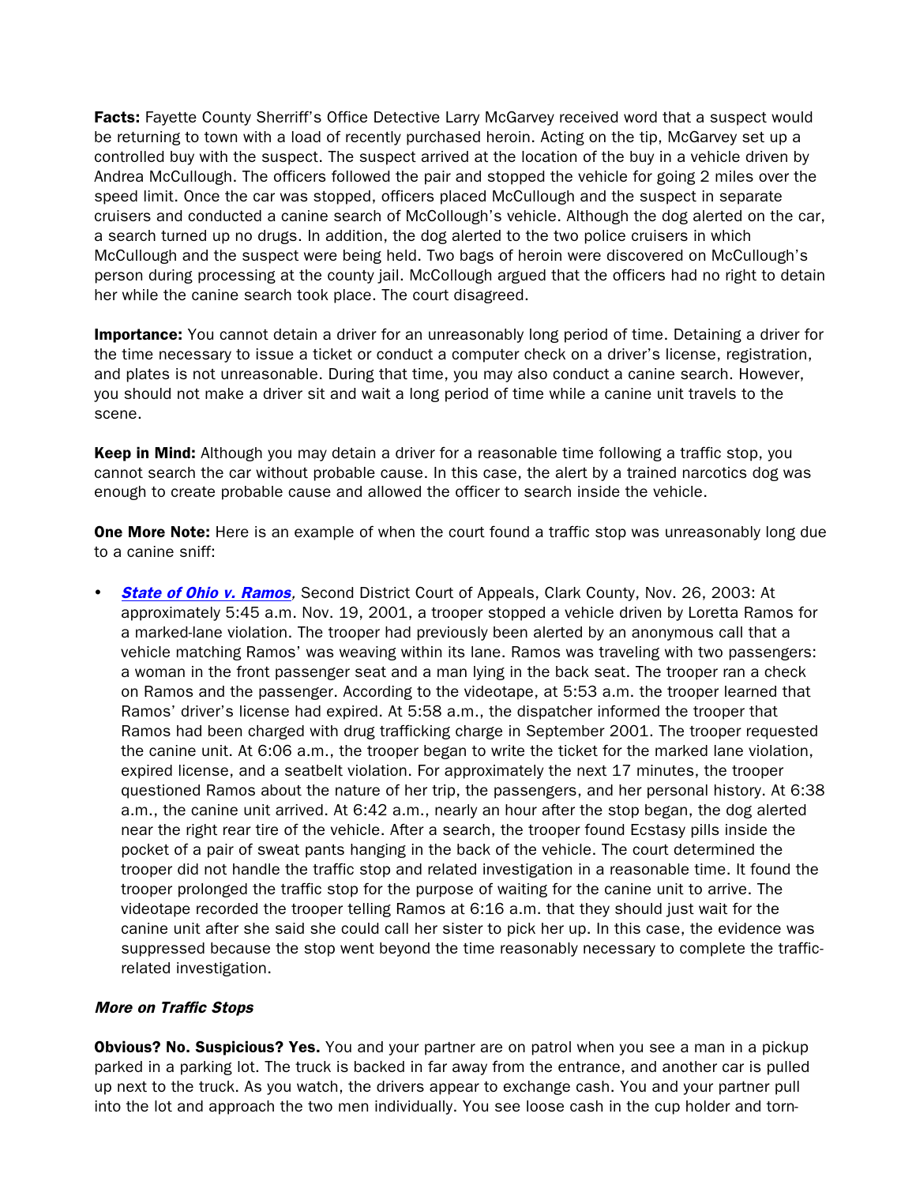**Facts:** Fayette County Sherriff's Office Detective Larry McGarvey received word that a suspect would be returning to town with a load of recently purchased heroin. Acting on the tip, McGarvey set up a controlled buy with the suspect. The suspect arrived at the location of the buy in a vehicle driven by Andrea McCullough. The officers followed the pair and stopped the vehicle for going 2 miles over the speed limit. Once the car was stopped, officers placed McCullough and the suspect in separate cruisers and conducted a canine search of McCollough's vehicle. Although the dog alerted on the car, a search turned up no drugs. In addition, the dog alerted to the two police cruisers in which McCullough and the suspect were being held. Two bags of heroin were discovered on McCullough's person during processing at the county jail. McCollough argued that the officers had no right to detain her while the canine search took place. The court disagreed.

**Importance:** You cannot detain a driver for an unreasonably long period of time. Detaining a driver for the time necessary to issue a ticket or conduct a computer check on a driver's license, registration, and plates is not unreasonable. During that time, you may also conduct a canine search. However, you should not make a driver sit and wait a long period of time while a canine unit travels to the scene.

**Keep in Mind:** Although you may detain a driver for a reasonable time following a traffic stop, you cannot search the car without probable cause. In this case, the alert by a trained narcotics dog was enough to create probable cause and allowed the officer to search inside the vehicle.

**One More Note:** Here is an example of when the court found a traffic stop was unreasonably long due to a canine sniff:

- ***State of Ohio v. Ramos***, Second District Court of Appeals, Clark County, Nov. 26, 2003: At approximately 5:45 a.m. Nov. 19, 2001, a trooper stopped a vehicle driven by Loretta Ramos for a marked-lane violation. The trooper had previously been alerted by an anonymous call that a vehicle matching Ramos' was weaving within its lane. Ramos was traveling with two passengers: a woman in the front passenger seat and a man lying in the back seat. The trooper ran a check on Ramos and the passenger. According to the videotape, at 5:53 a.m. the trooper learned that Ramos' driver's license had expired. At 5:58 a.m., the dispatcher informed the trooper that Ramos had been charged with drug trafficking charge in September 2001. The trooper requested the canine unit. At 6:06 a.m., the trooper began to write the ticket for the marked lane violation, expired license, and a seatbelt violation. For approximately the next 17 minutes, the trooper questioned Ramos about the nature of her trip, the passengers, and her personal history. At 6:38 a.m., the canine unit arrived. At 6:42 a.m., nearly an hour after the stop began, the dog alerted near the right rear tire of the vehicle. After a search, the trooper found Ecstasy pills inside the pocket of a pair of sweat pants hanging in the back of the vehicle. The court determined the trooper did not handle the traffic stop and related investigation in a reasonable time. It found the trooper prolonged the traffic stop for the purpose of waiting for the canine unit to arrive. The videotape recorded the trooper telling Ramos at 6:16 a.m. that they should just wait for the canine unit after she said she could call her sister to pick her up. In this case, the evidence was suppressed because the stop went beyond the time reasonably necessary to complete the traffic-related investigation.

***More on Traffic Stops***

**Obvious? No. Suspicious? Yes.** You and your partner are on patrol when you see a man in a pickup parked in a parking lot. The truck is backed in far away from the entrance, and another car is pulled up next to the truck. As you watch, the drivers appear to exchange cash. You and your partner pull into the lot and approach the two men individually. You see loose cash in the cup holder and torn-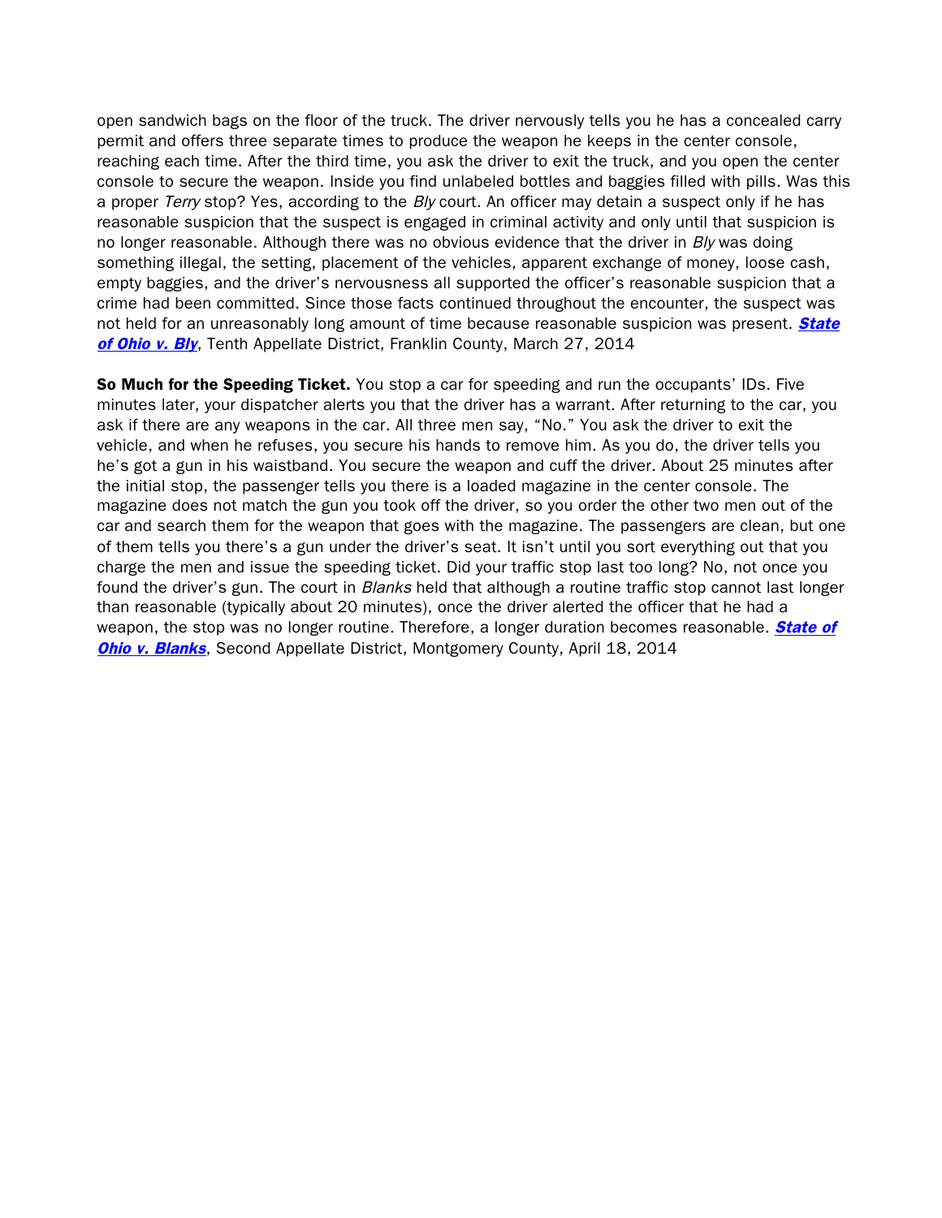open sandwich bags on the floor of the truck. The driver nervously tells you he has a concealed carry permit and offers three separate times to produce the weapon he keeps in the center console, reaching each time. After the third time, you ask the driver to exit the truck, and you open the center console to secure the weapon. Inside you find unlabeled bottles and baggies filled with pills. Was this a proper *Terry* stop? Yes, according to the *Bly* court. An officer may detain a suspect only if he has reasonable suspicion that the suspect is engaged in criminal activity and only until that suspicion is no longer reasonable. Although there was no obvious evidence that the driver in *Bly* was doing something illegal, the setting, placement of the vehicles, apparent exchange of money, loose cash, empty baggies, and the driver's nervousness all supported the officer's reasonable suspicion that a crime had been committed. Since those facts continued throughout the encounter, the suspect was not held for an unreasonably long amount of time because reasonable suspicion was present. ***State of Ohio v. Bly***, Tenth Appellate District, Franklin County, March 27, 2014

**So Much for the Speeding Ticket.** You stop a car for speeding and run the occupants' IDs. Five minutes later, your dispatcher alerts you that the driver has a warrant. After returning to the car, you ask if there are any weapons in the car. All three men say, "No." You ask the driver to exit the vehicle, and when he refuses, you secure his hands to remove him. As you do, the driver tells you he's got a gun in his waistband. You secure the weapon and cuff the driver. About 25 minutes after the initial stop, the passenger tells you there is a loaded magazine in the center console. The magazine does not match the gun you took off the driver, so you order the other two men out of the car and search them for the weapon that goes with the magazine. The passengers are clean, but one of them tells you there's a gun under the driver's seat. It isn't until you sort everything out that you charge the men and issue the speeding ticket. Did your traffic stop last too long? No, not once you found the driver's gun. The court in *Blanks* held that although a routine traffic stop cannot last longer than reasonable (typically about 20 minutes), once the driver alerted the officer that he had a weapon, the stop was no longer routine. Therefore, a longer duration becomes reasonable. ***State of Ohio v. Blanks***, Second Appellate District, Montgomery County, April 18, 2014